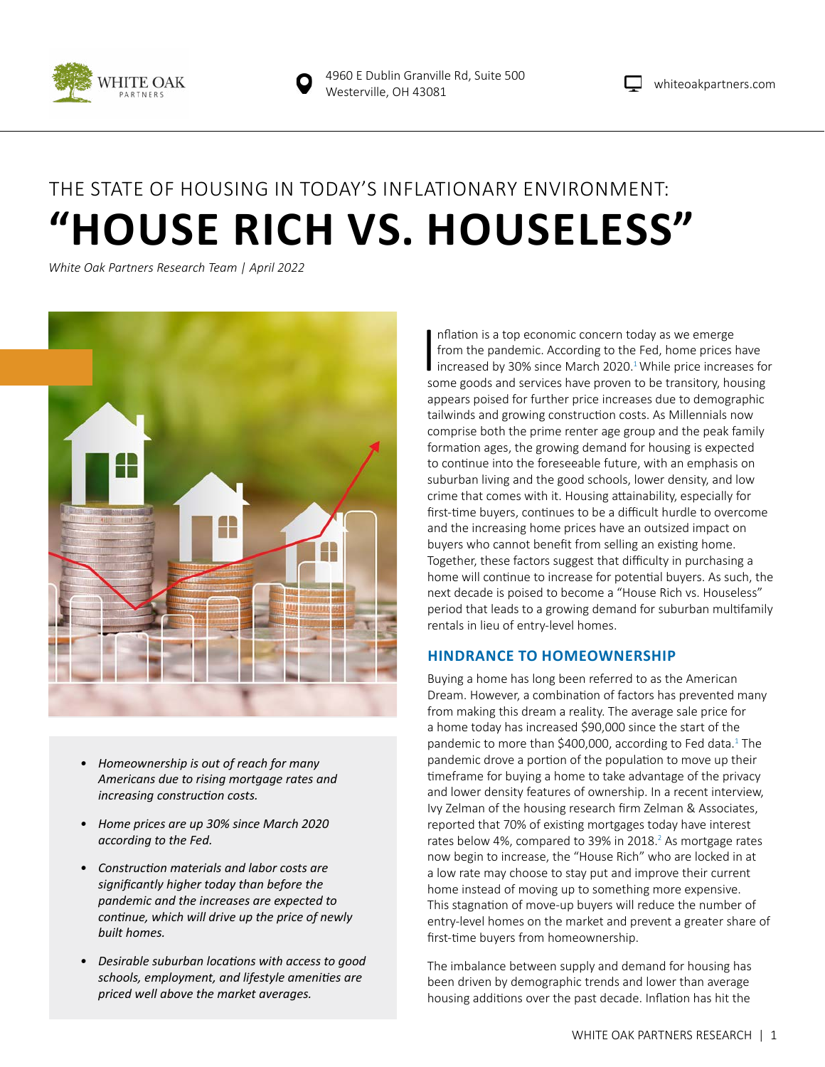WHITE OAK PARTNERS

4960 E Dublin Granville Rd, Suite 500
Westerville, OH 43081

whiteoakpartners.com

# THE STATE OF HOUSING IN TODAY'S INFLATIONARY ENVIRONMENT: "HOUSE RICH VS. HOUSELESS"

*White Oak Partners Research Team | April 2022*

- *Homeownership is out of reach for many Americans due to rising mortgage rates and increasing construction costs.*
- *Home prices are up 30% since March 2020 according to the Fed.*
- *Construction materials and labor costs are significantly higher today than before the pandemic and the increases are expected to continue, which will drive up the price of newly built homes.*
- *Desirable suburban locations with access to good schools, employment, and lifestyle amenities are priced well above the market averages.*

Inflation is a top economic concern today as we emerge from the pandemic. According to the Fed, home prices have increased by 30% since March 2020.[1] While price increases for some goods and services have proven to be transitory, housing appears poised for further price increases due to demographic tailwinds and growing construction costs. As Millennials now comprise both the prime renter age group and the peak family formation ages, the growing demand for housing is expected to continue into the foreseeable future, with an emphasis on suburban living and the good schools, lower density, and low crime that comes with it. Housing attainability, especially for first-time buyers, continues to be a difficult hurdle to overcome and the increasing home prices have an outsized impact on buyers who cannot benefit from selling an existing home. Together, these factors suggest that difficulty in purchasing a home will continue to increase for potential buyers. As such, the next decade is poised to become a "House Rich vs. Houseless" period that leads to a growing demand for suburban multifamily rentals in lieu of entry-level homes.

## HINDRANCE TO HOMEOWNERSHIP

Buying a home has long been referred to as the American Dream. However, a combination of factors has prevented many from making this dream a reality. The average sale price for a home today has increased $90,000 since the start of the pandemic to more than $400,000, according to Fed data.[1] The pandemic drove a portion of the population to move up their timeframe for buying a home to take advantage of the privacy and lower density features of ownership. In a recent interview, Ivy Zelman of the housing research firm Zelman & Associates, reported that 70% of existing mortgages today have interest rates below 4%, compared to 39% in 2018.[2] As mortgage rates now begin to increase, the "House Rich" who are locked in at a low rate may choose to stay put and improve their current home instead of moving up to something more expensive. This stagnation of move-up buyers will reduce the number of entry-level homes on the market and prevent a greater share of first-time buyers from homeownership.

The imbalance between supply and demand for housing has been driven by demographic trends and lower than average housing additions over the past decade. Inflation has hit the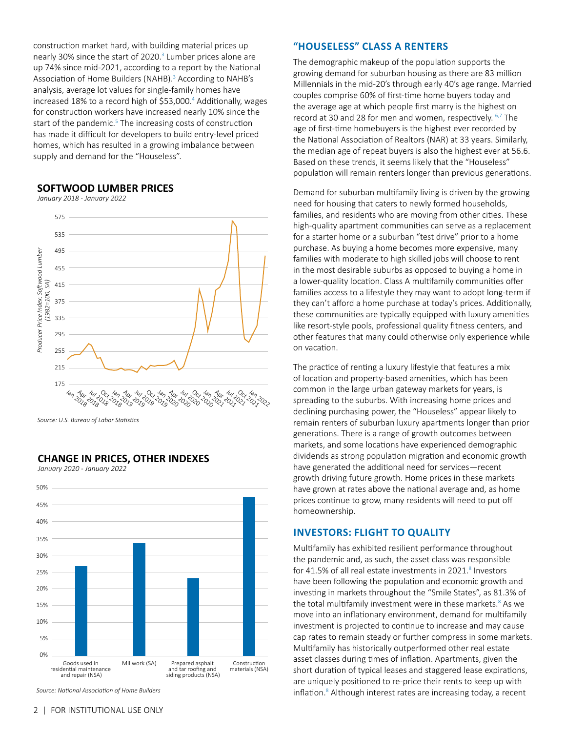construction market hard, with building material prices up nearly 30% since the start of 2020.[3] Lumber prices alone are up 74% since mid-2021, according to a report by the National Association of Home Builders (NAHB).[3] According to NAHB's analysis, average lot values for single-family homes have increased 18% to a record high of $53,000.[4] Additionally, wages for construction workers have increased nearly 10% since the start of the pandemic.[5] The increasing costs of construction has made it difficult for developers to build entry-level priced homes, which has resulted in a growing imbalance between supply and demand for the "Houseless".

### SOFTWOOD LUMBER PRICES

*January 2018 - January 2022*

*Source: U.S. Bureau of Labor Statistics*

### CHANGE IN PRICES, OTHER INDEXES

*January 2020 - January 2022*

*Source: National Association of Home Builders*

## "HOUSELESS" CLASS A RENTERS

The demographic makeup of the population supports the growing demand for suburban housing as there are 83 million Millennials in the mid-20's through early 40's age range. Married couples comprise 60% of first-time home buyers today and the average age at which people first marry is the highest on record at 30 and 28 for men and women, respectively. [6,7] The age of first-time homebuyers is the highest ever recorded by the National Association of Realtors (NAR) at 33 years. Similarly, the median age of repeat buyers is also the highest ever at 56.6. Based on these trends, it seems likely that the "Houseless" population will remain renters longer than previous generations.

Demand for suburban multifamily living is driven by the growing need for housing that caters to newly formed households, families, and residents who are moving from other cities. These high-quality apartment communities can serve as a replacement for a starter home or a suburban "test drive" prior to a home purchase. As buying a home becomes more expensive, many families with moderate to high skilled jobs will choose to rent in the most desirable suburbs as opposed to buying a home in a lower-quality location. Class A multifamily communities offer families access to a lifestyle they may want to adopt long-term if they can't afford a home purchase at today's prices. Additionally, these communities are typically equipped with luxury amenities like resort-style pools, professional quality fitness centers, and other features that many could otherwise only experience while on vacation.

The practice of renting a luxury lifestyle that features a mix of location and property-based amenities, which has been common in the large urban gateway markets for years, is spreading to the suburbs. With increasing home prices and declining purchasing power, the "Houseless" appear likely to remain renters of suburban luxury apartments longer than prior generations. There is a range of growth outcomes between markets, and some locations have experienced demographic dividends as strong population migration and economic growth have generated the additional need for services—recent growth driving future growth. Home prices in these markets have grown at rates above the national average and, as home prices continue to grow, many residents will need to put off homeownership.

## INVESTORS: FLIGHT TO QUALITY

Multifamily has exhibited resilient performance throughout the pandemic and, as such, the asset class was responsible for 41.5% of all real estate investments in 2021.[8] Investors have been following the population and economic growth and investing in markets throughout the "Smile States", as 81.3% of the total multifamily investment were in these markets.[8] As we move into an inflationary environment, demand for multifamily investment is projected to continue to increase and may cause cap rates to remain steady or further compress in some markets. Multifamily has historically outperformed other real estate asset classes during times of inflation. Apartments, given the short duration of typical leases and staggered lease expirations, are uniquely positioned to re-price their rents to keep up with inflation.[8] Although interest rates are increasing today, a recent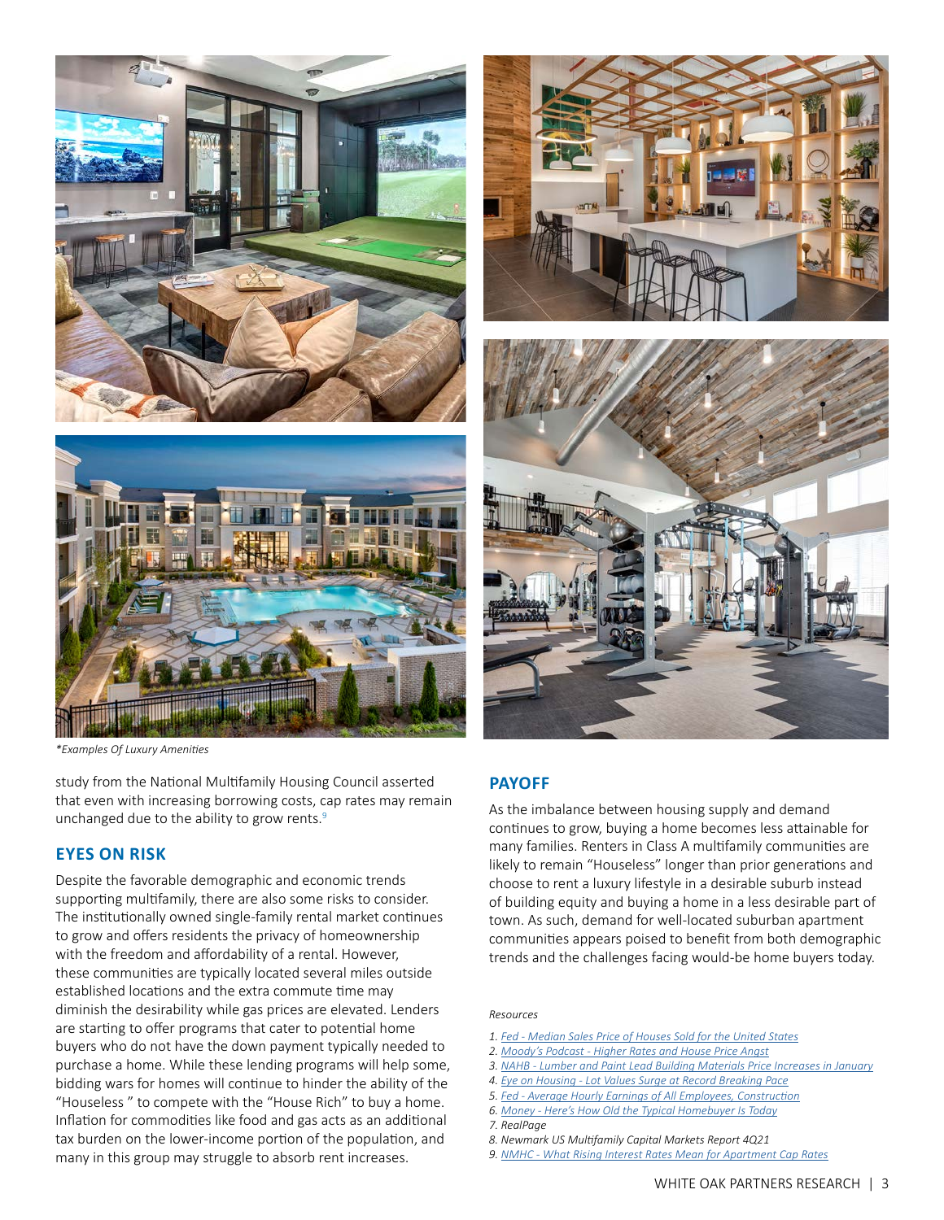*Examples Of Luxury Amenities

study from the National Multifamily Housing Council asserted that even with increasing borrowing costs, cap rates may remain unchanged due to the ability to grow rents.[9]

## EYES ON RISK

Despite the favorable demographic and economic trends supporting multifamily, there are also some risks to consider. The institutionally owned single-family rental market continues to grow and offers residents the privacy of homeownership with the freedom and affordability of a rental. However, these communities are typically located several miles outside established locations and the extra commute time may diminish the desirability while gas prices are elevated. Lenders are starting to offer programs that cater to potential home buyers who do not have the down payment typically needed to purchase a home. While these lending programs will help some, bidding wars for homes will continue to hinder the ability of the "Houseless " to compete with the "House Rich" to buy a home. Inflation for commodities like food and gas acts as an additional tax burden on the lower-income portion of the population, and many in this group may struggle to absorb rent increases.

## PAYOFF

As the imbalance between housing supply and demand continues to grow, buying a home becomes less attainable for many families. Renters in Class A multifamily communities are likely to remain "Houseless" longer than prior generations and choose to rent a luxury lifestyle in a desirable suburb instead of building equity and buying a home in a less desirable part of town. As such, demand for well-located suburban apartment communities appears poised to benefit from both demographic trends and the challenges facing would-be home buyers today.

*Resources*

1. Fed - Median Sales Price of Houses Sold for the United States
2. Moody's Podcast - Higher Rates and House Price Angst
3. NAHB - Lumber and Paint Lead Building Materials Price Increases in January
4. Eye on Housing - Lot Values Surge at Record Breaking Pace
5. Fed - Average Hourly Earnings of All Employees, Construction
6. Money - Here's How Old the Typical Homebuyer Is Today
7. RealPage
8. Newmark US Multifamily Capital Markets Report 4Q21
9. NMHC - What Rising Interest Rates Mean for Apartment Cap Rates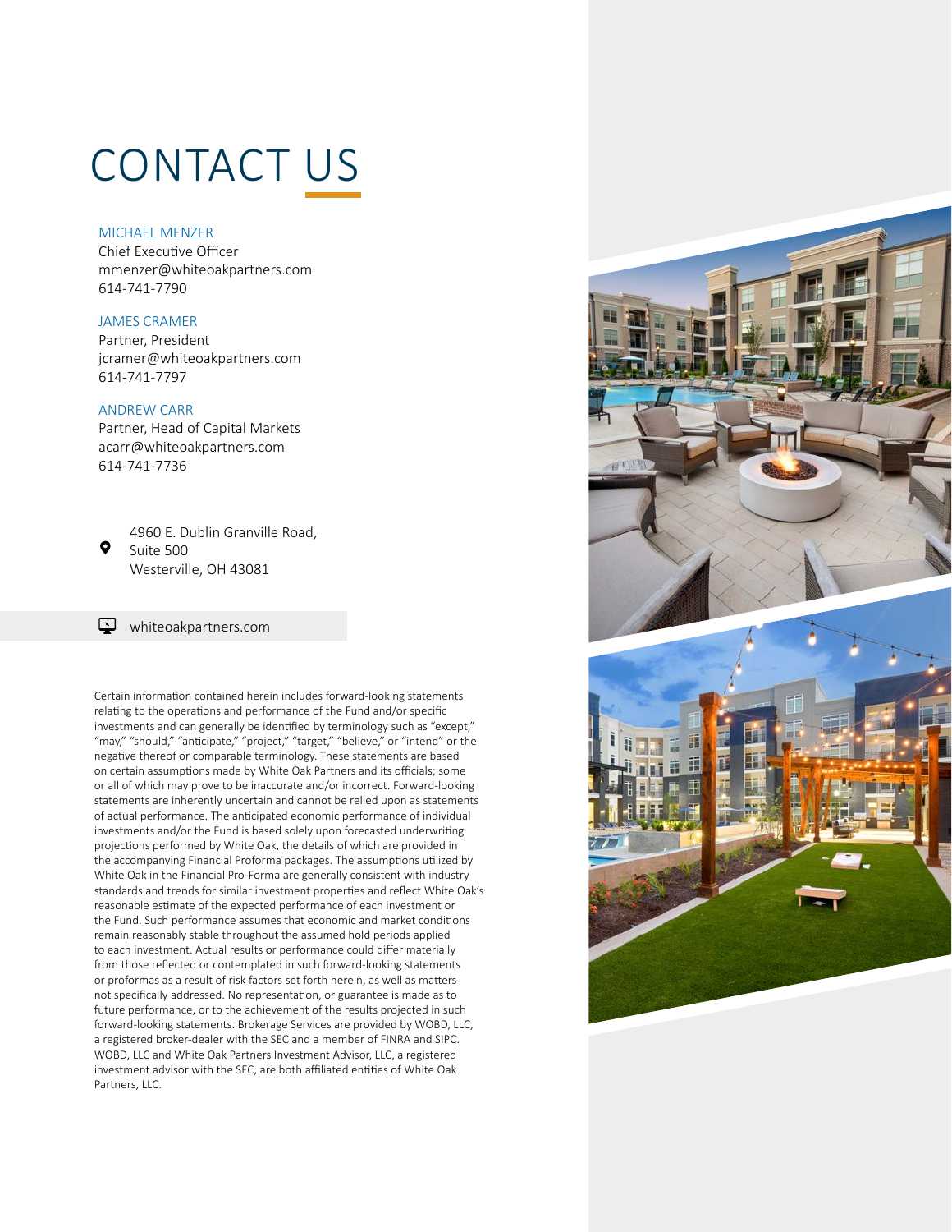# CONTACT US

MICHAEL MENZER
Chief Executive Officer
mmenzer@whiteoakpartners.com
614-741-7790

JAMES CRAMER
Partner, President
jcramer@whiteoakpartners.com
614-741-7797

ANDREW CARR
Partner, Head of Capital Markets
acarr@whiteoakpartners.com
614-741-7736

4960 E. Dublin Granville Road,
Suite 500
Westerville, OH 43081

whiteoakpartners.com

Certain information contained herein includes forward-looking statements relating to the operations and performance of the Fund and/or specific investments and can generally be identified by terminology such as "except," "may," "should," "anticipate," "project," "target," "believe," or "intend" or the negative thereof or comparable terminology. These statements are based on certain assumptions made by White Oak Partners and its officials; some or all of which may prove to be inaccurate and/or incorrect. Forward-looking statements are inherently uncertain and cannot be relied upon as statements of actual performance. The anticipated economic performance of individual investments and/or the Fund is based solely upon forecasted underwriting projections performed by White Oak, the details of which are provided in the accompanying Financial Proforma packages. The assumptions utilized by White Oak in the Financial Pro-Forma are generally consistent with industry standards and trends for similar investment properties and reflect White Oak's reasonable estimate of the expected performance of each investment or the Fund. Such performance assumes that economic and market conditions remain reasonably stable throughout the assumed hold periods applied to each investment. Actual results or performance could differ materially from those reflected or contemplated in such forward-looking statements or proformas as a result of risk factors set forth herein, as well as matters not specifically addressed. No representation, or guarantee is made as to future performance, or to the achievement of the results projected in such forward-looking statements. Brokerage Services are provided by WOBD, LLC, a registered broker-dealer with the SEC and a member of FINRA and SIPC. WOBD, LLC and White Oak Partners Investment Advisor, LLC, a registered investment advisor with the SEC, are both affiliated entities of White Oak Partners, LLC.